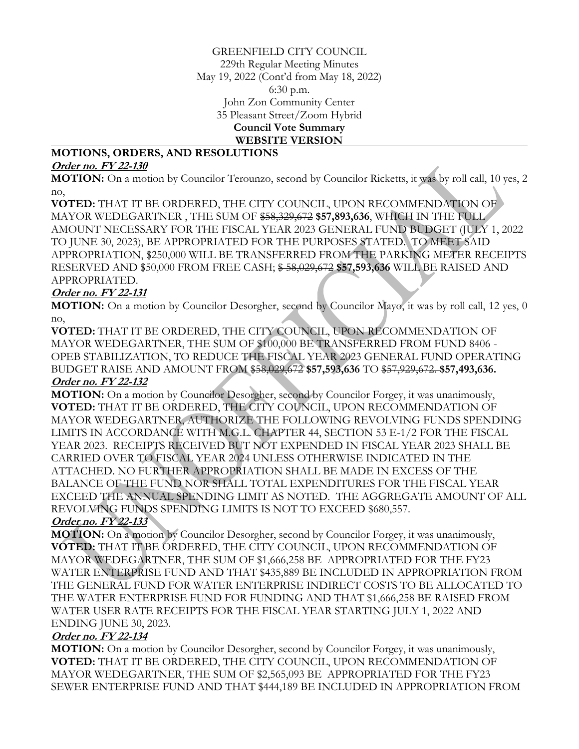GREENFIELD CITY COUNCIL
229th Regular Meeting Minutes
May 19, 2022 (Cont'd from May 18, 2022)
6:30 p.m.
John Zon Community Center
35 Pleasant Street/Zoom Hybrid
**Council Vote Summary**
**WEBSITE VERSION**

## MOTIONS, ORDERS, AND RESOLUTIONS

***Order no. FY 22-130***

**MOTION:** On a motion by Councilor Terounzo, second by Councilor Ricketts, it was by roll call, 10 yes, 2 no,

**VOTED:** THAT IT BE ORDERED, THE CITY COUNCIL, UPON RECOMMENDATION OF MAYOR WEDEGARTNER , THE SUM OF ~~$58,329,672~~ **$57,893,636**, WHICH IN THE FULL AMOUNT NECESSARY FOR THE FISCAL YEAR 2023 GENERAL FUND BUDGET (JULY 1, 2022 TO JUNE 30, 2023), BE APPROPRIATED FOR THE PURPOSES STATED. TO MEET SAID APPROPRIATION, $250,000 WILL BE TRANSFERRED FROM THE PARKING METER RECEIPTS RESERVED AND $50,000 FROM FREE CASH; ~~$ 58,029,672~~ **$57,593,636** WILL BE RAISED AND APPROPRIATED.

***Order no. FY 22-131***

**MOTION:** On a motion by Councilor Desorgher, second by Councilor Mayo, it was by roll call, 12 yes, 0 no,

**VOTED:** THAT IT BE ORDERED, THE CITY COUNCIL, UPON RECOMMENDATION OF MAYOR WEDEGARTNER, THE SUM OF $100,000 BE TRANSFERRED FROM FUND 8406 - OPEB STABILIZATION, TO REDUCE THE FISCAL YEAR 2023 GENERAL FUND OPERATING BUDGET RAISE AND AMOUNT FROM ~~$58,029,672~~ **$57,593,636** TO ~~$57,929,672.~~ **$57,493,636.**

***Order no. FY 22-132***

**MOTION:** On a motion by Councilor Desorgher, second by Councilor Forgey, it was unanimously,

**VOTED:** THAT IT BE ORDERED, THE CITY COUNCIL, UPON RECOMMENDATION OF MAYOR WEDEGARTNER, AUTHORIZE THE FOLLOWING REVOLVING FUNDS SPENDING LIMITS IN ACCORDANCE WITH M.G.L. CHAPTER 44, SECTION 53 E-1/2 FOR THE FISCAL YEAR 2023. RECEIPTS RECEIVED BUT NOT EXPENDED IN FISCAL YEAR 2023 SHALL BE CARRIED OVER TO FISCAL YEAR 2024 UNLESS OTHERWISE INDICATED IN THE ATTACHED. NO FURTHER APPROPRIATION SHALL BE MADE IN EXCESS OF THE BALANCE OF THE FUND NOR SHALL TOTAL EXPENDITURES FOR THE FISCAL YEAR EXCEED THE ANNUAL SPENDING LIMIT AS NOTED. THE AGGREGATE AMOUNT OF ALL REVOLVING FUNDS SPENDING LIMITS IS NOT TO EXCEED $680,557.

***Order no. FY 22-133***

**MOTION:** On a motion by Councilor Desorgher, second by Councilor Forgey, it was unanimously,

**VOTED:** THAT IT BE ORDERED, THE CITY COUNCIL, UPON RECOMMENDATION OF MAYOR WEDEGARTNER, THE SUM OF $1,666,258 BE APPROPRIATED FOR THE FY23 WATER ENTERPRISE FUND AND THAT $435,889 BE INCLUDED IN APPROPRIATION FROM THE GENERAL FUND FOR WATER ENTERPRISE INDIRECT COSTS TO BE ALLOCATED TO THE WATER ENTERPRISE FUND FOR FUNDING AND THAT $1,666,258 BE RAISED FROM WATER USER RATE RECEIPTS FOR THE FISCAL YEAR STARTING JULY 1, 2022 AND ENDING JUNE 30, 2023.

***Order no. FY 22-134***

**MOTION:** On a motion by Councilor Desorgher, second by Councilor Forgey, it was unanimously,

**VOTED:** THAT IT BE ORDERED, THE CITY COUNCIL, UPON RECOMMENDATION OF MAYOR WEDEGARTNER, THE SUM OF $2,565,093 BE APPROPRIATED FOR THE FY23 SEWER ENTERPRISE FUND AND THAT $444,189 BE INCLUDED IN APPROPRIATION FROM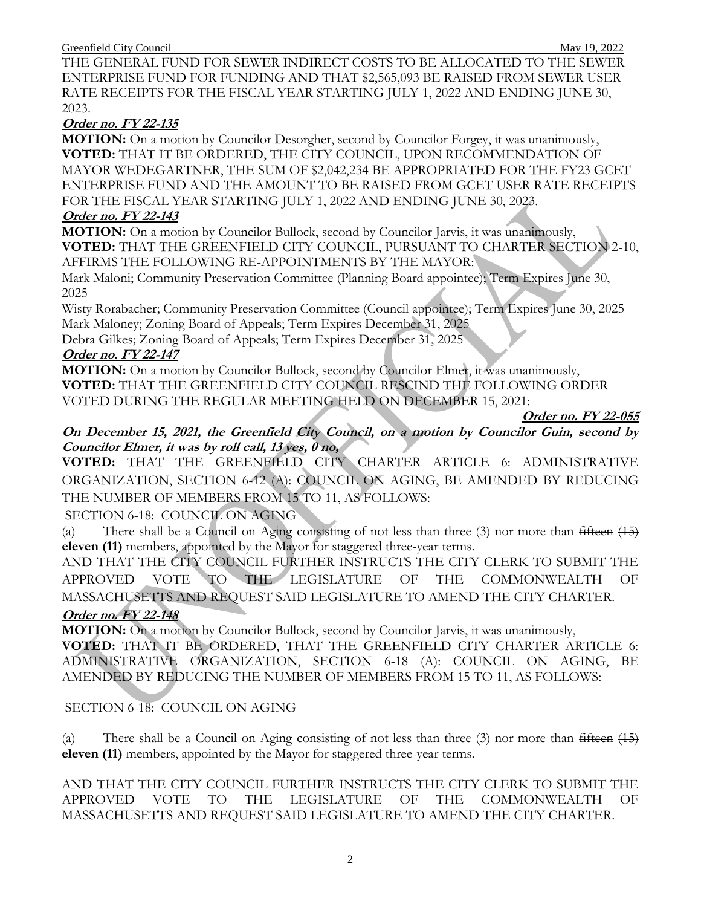THE GENERAL FUND FOR SEWER INDIRECT COSTS TO BE ALLOCATED TO THE SEWER ENTERPRISE FUND FOR FUNDING AND THAT $2,565,093 BE RAISED FROM SEWER USER RATE RECEIPTS FOR THE FISCAL YEAR STARTING JULY 1, 2022 AND ENDING JUNE 30, 2023.

***Order no. FY 22-135***

**MOTION:** On a motion by Councilor Desorgher, second by Councilor Forgey, it was unanimously,
**VOTED:** THAT IT BE ORDERED, THE CITY COUNCIL, UPON RECOMMENDATION OF MAYOR WEDEGARTNER, THE SUM OF $2,042,234 BE APPROPRIATED FOR THE FY23 GCET ENTERPRISE FUND AND THE AMOUNT TO BE RAISED FROM GCET USER RATE RECEIPTS FOR THE FISCAL YEAR STARTING JULY 1, 2022 AND ENDING JUNE 30, 2023.

***Order no. FY 22-143***

**MOTION:** On a motion by Councilor Bullock, second by Councilor Jarvis, it was unanimously,
**VOTED:** THAT THE GREENFIELD CITY COUNCIL, PURSUANT TO CHARTER SECTION 2-10, AFFIRMS THE FOLLOWING RE-APPOINTMENTS BY THE MAYOR:

Mark Maloni; Community Preservation Committee (Planning Board appointee); Term Expires June 30, 2025
Wisty Rorabacher; Community Preservation Committee (Council appointee); Term Expires June 30, 2025
Mark Maloney; Zoning Board of Appeals; Term Expires December 31, 2025
Debra Gilkes; Zoning Board of Appeals; Term Expires December 31, 2025

***Order no. FY 22-147***

**MOTION:** On a motion by Councilor Bullock, second by Councilor Elmer, it was unanimously,
**VOTED:** THAT THE GREENFIELD CITY COUNCIL RESCIND THE FOLLOWING ORDER VOTED DURING THE REGULAR MEETING HELD ON DECEMBER 15, 2021:

***Order no. FY 22-055***

***On December 15, 2021, the Greenfield City Council, on a motion by Councilor Guin, second by Councilor Elmer, it was by roll call, 13 yes, 0 no,***

**VOTED:** THAT THE GREENFIELD CITY CHARTER ARTICLE 6: ADMINISTRATIVE ORGANIZATION, SECTION 6-12 (A): COUNCIL ON AGING, BE AMENDED BY REDUCING THE NUMBER OF MEMBERS FROM 15 TO 11, AS FOLLOWS:

SECTION 6-18: COUNCIL ON AGING

(a) There shall be a Council on Aging consisting of not less than three (3) nor more than ~~fifteen (15)~~ **eleven (11)** members, appointed by the Mayor for staggered three-year terms.

AND THAT THE CITY COUNCIL FURTHER INSTRUCTS THE CITY CLERK TO SUBMIT THE APPROVED VOTE TO THE LEGISLATURE OF THE COMMONWEALTH OF MASSACHUSETTS AND REQUEST SAID LEGISLATURE TO AMEND THE CITY CHARTER.

***Order no. FY 22-148***

**MOTION:** On a motion by Councilor Bullock, second by Councilor Jarvis, it was unanimously,
**VOTED:** THAT IT BE ORDERED, THAT THE GREENFIELD CITY CHARTER ARTICLE 6: ADMINISTRATIVE ORGANIZATION, SECTION 6-18 (A): COUNCIL ON AGING, BE AMENDED BY REDUCING THE NUMBER OF MEMBERS FROM 15 TO 11, AS FOLLOWS:

SECTION 6-18: COUNCIL ON AGING

(a) There shall be a Council on Aging consisting of not less than three (3) nor more than ~~fifteen (15)~~ **eleven (11)** members, appointed by the Mayor for staggered three-year terms.

AND THAT THE CITY COUNCIL FURTHER INSTRUCTS THE CITY CLERK TO SUBMIT THE APPROVED VOTE TO THE LEGISLATURE OF THE COMMONWEALTH OF MASSACHUSETTS AND REQUEST SAID LEGISLATURE TO AMEND THE CITY CHARTER.